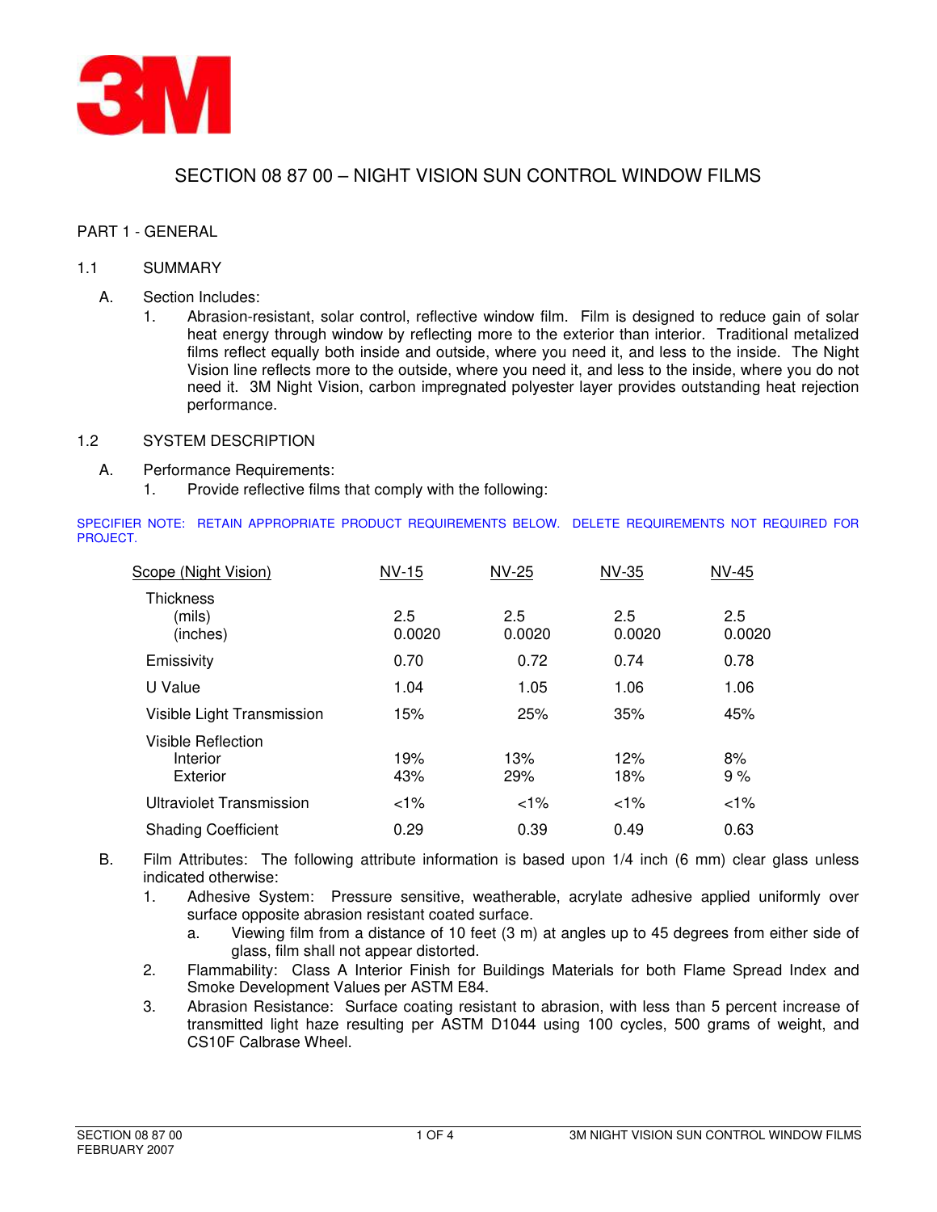# SECTION 08 87 00 – NIGHT VISION SUN CONTROL WINDOW FILMS

## PART 1 - GENERAL

### 1.1 SUMMARY

A. Section Includes:

1. Abrasion-resistant, solar control, reflective window film. Film is designed to reduce gain of solar heat energy through window by reflecting more to the exterior than interior. Traditional metalized films reflect equally both inside and outside, where you need it, and less to the inside. The Night Vision line reflects more to the outside, where you need it, and less to the inside, where you do not need it. 3M Night Vision, carbon impregnated polyester layer provides outstanding heat rejection performance.

### 1.2 SYSTEM DESCRIPTION

A. Performance Requirements:

1. Provide reflective films that comply with the following:

SPECIFIER NOTE: RETAIN APPROPRIATE PRODUCT REQUIREMENTS BELOW. DELETE REQUIREMENTS NOT REQUIRED FOR PROJECT.

| Scope (Night Vision) | NV-15 | NV-25 | NV-35 | NV-45 |
|---|---|---|---|---|
| Thickness | | | | |
| (mils) | 2.5 | 2.5 | 2.5 | 2.5 |
| (inches) | 0.0020 | 0.0020 | 0.0020 | 0.0020 |
| Emissivity | 0.70 | 0.72 | 0.74 | 0.78 |
| U Value | 1.04 | 1.05 | 1.06 | 1.06 |
| Visible Light Transmission | 15% | 25% | 35% | 45% |
| Visible Reflection | | | | |
| Interior | 19% | 13% | 12% | 8% |
| Exterior | 43% | 29% | 18% | 9 % |
| Ultraviolet Transmission | <1% | <1% | <1% | <1% |
| Shading Coefficient | 0.29 | 0.39 | 0.49 | 0.63 |

B. Film Attributes: The following attribute information is based upon 1/4 inch (6 mm) clear glass unless indicated otherwise:

1. Adhesive System: Pressure sensitive, weatherable, acrylate adhesive applied uniformly over surface opposite abrasion resistant coated surface.
   a. Viewing film from a distance of 10 feet (3 m) at angles up to 45 degrees from either side of glass, film shall not appear distorted.
2. Flammability: Class A Interior Finish for Buildings Materials for both Flame Spread Index and Smoke Development Values per ASTM E84.
3. Abrasion Resistance: Surface coating resistant to abrasion, with less than 5 percent increase of transmitted light haze resulting per ASTM D1044 using 100 cycles, 500 grams of weight, and CS10F Calbrase Wheel.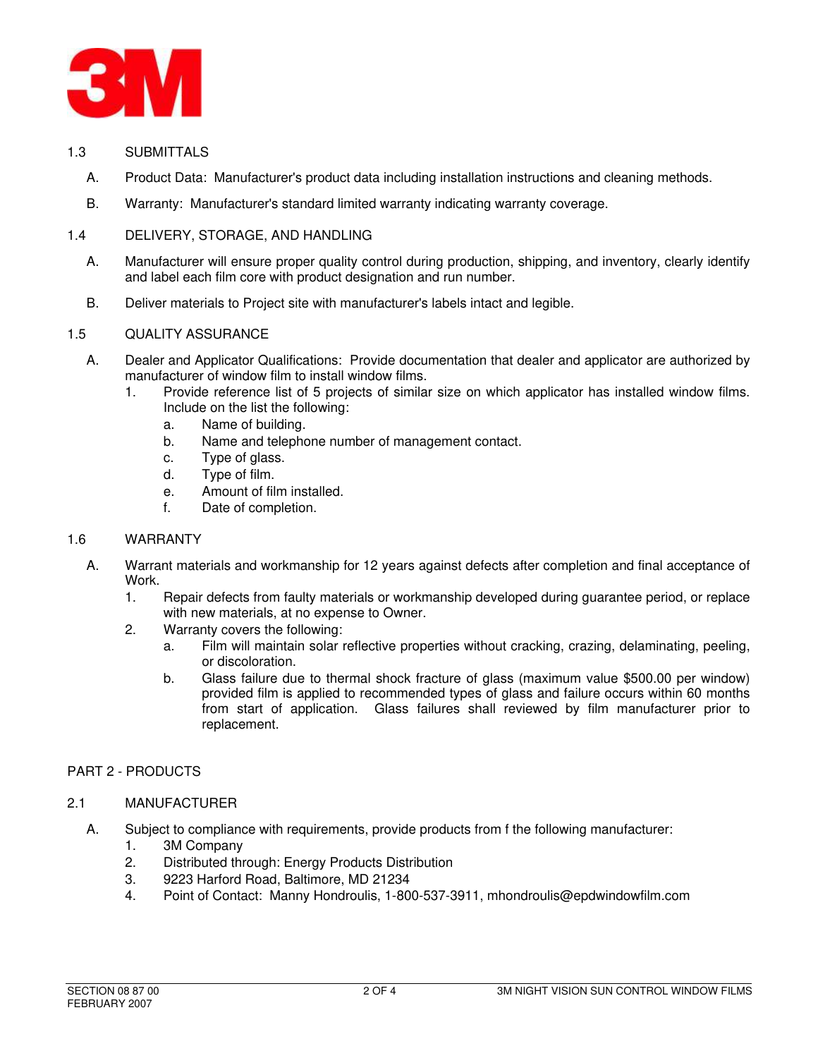## 1.3 SUBMITTALS

A. Product Data: Manufacturer's product data including installation instructions and cleaning methods.

B. Warranty: Manufacturer's standard limited warranty indicating warranty coverage.

## 1.4 DELIVERY, STORAGE, AND HANDLING

A. Manufacturer will ensure proper quality control during production, shipping, and inventory, clearly identify and label each film core with product designation and run number.

B. Deliver materials to Project site with manufacturer's labels intact and legible.

## 1.5 QUALITY ASSURANCE

A. Dealer and Applicator Qualifications: Provide documentation that dealer and applicator are authorized by manufacturer of window film to install window films.
   1. Provide reference list of 5 projects of similar size on which applicator has installed window films. Include on the list the following:
      a. Name of building.
      b. Name and telephone number of management contact.
      c. Type of glass.
      d. Type of film.
      e. Amount of film installed.
      f. Date of completion.

## 1.6 WARRANTY

A. Warrant materials and workmanship for 12 years against defects after completion and final acceptance of Work.
   1. Repair defects from faulty materials or workmanship developed during guarantee period, or replace with new materials, at no expense to Owner.
   2. Warranty covers the following:
      a. Film will maintain solar reflective properties without cracking, crazing, delaminating, peeling, or discoloration.
      b. Glass failure due to thermal shock fracture of glass (maximum value $500.00 per window) provided film is applied to recommended types of glass and failure occurs within 60 months from start of application. Glass failures shall reviewed by film manufacturer prior to replacement.

# PART 2 - PRODUCTS

## 2.1 MANUFACTURER

A. Subject to compliance with requirements, provide products from f the following manufacturer:
   1. 3M Company
   2. Distributed through: Energy Products Distribution
   3. 9223 Harford Road, Baltimore, MD 21234
   4. Point of Contact: Manny Hondroulis, 1-800-537-3911, mhondroulis@epdwindowfilm.com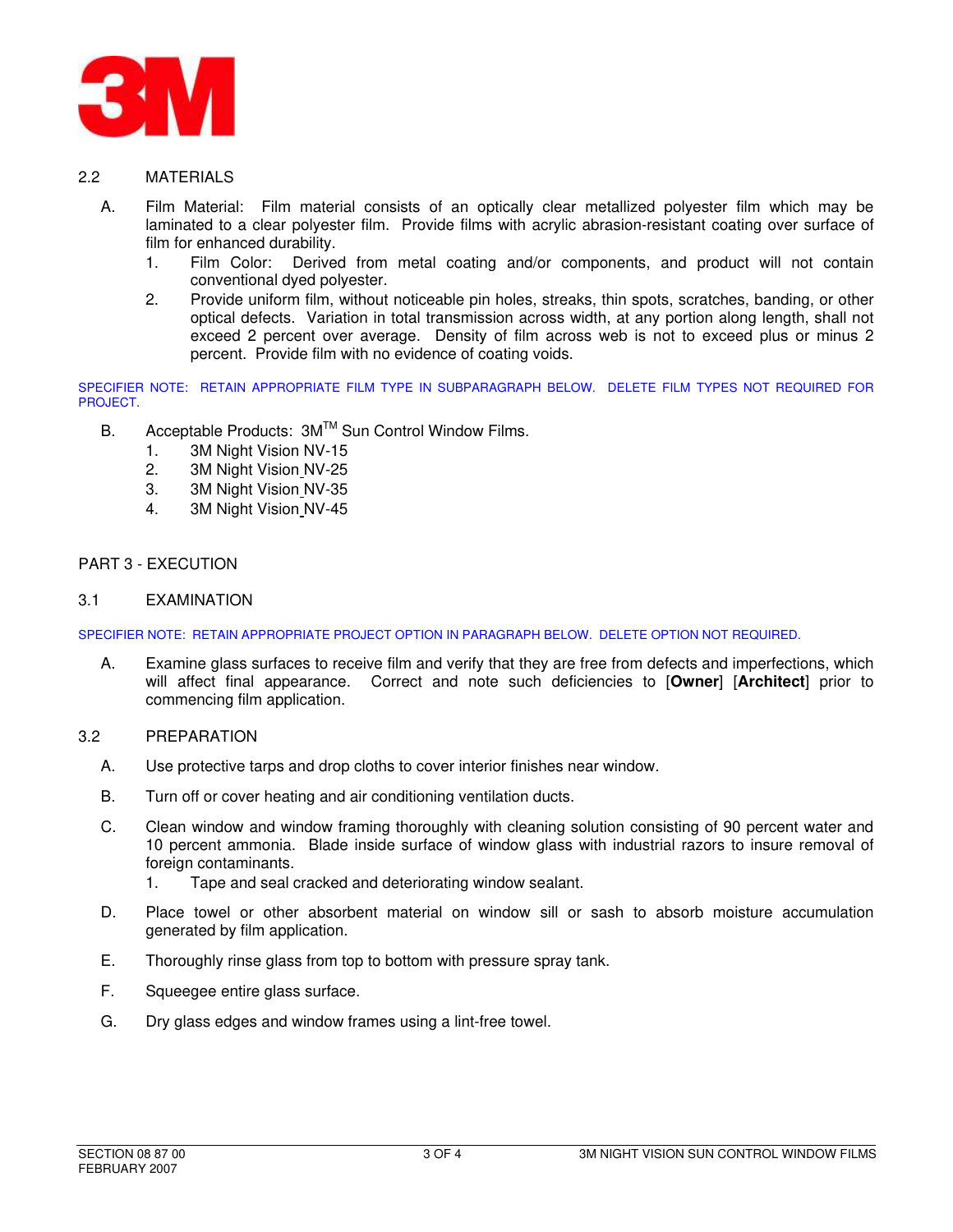## 2.2 MATERIALS

A. Film Material: Film material consists of an optically clear metallized polyester film which may be laminated to a clear polyester film. Provide films with acrylic abrasion-resistant coating over surface of film for enhanced durability.

1. Film Color: Derived from metal coating and/or components, and product will not contain conventional dyed polyester.
2. Provide uniform film, without noticeable pin holes, streaks, thin spots, scratches, banding, or other optical defects. Variation in total transmission across width, at any portion along length, shall not exceed 2 percent over average. Density of film across web is not to exceed plus or minus 2 percent. Provide film with no evidence of coating voids.

SPECIFIER NOTE: RETAIN APPROPRIATE FILM TYPE IN SUBPARAGRAPH BELOW. DELETE FILM TYPES NOT REQUIRED FOR PROJECT.

B. Acceptable Products: 3M™ Sun Control Window Films.

1. 3M Night Vision NV-15
2. 3M Night Vision NV-25
3. 3M Night Vision NV-35
4. 3M Night Vision NV-45

# PART 3 - EXECUTION

## 3.1 EXAMINATION

SPECIFIER NOTE: RETAIN APPROPRIATE PROJECT OPTION IN PARAGRAPH BELOW. DELETE OPTION NOT REQUIRED.

A. Examine glass surfaces to receive film and verify that they are free from defects and imperfections, which will affect final appearance. Correct and note such deficiencies to [**Owner**] [**Architect**] prior to commencing film application.

## 3.2 PREPARATION

A. Use protective tarps and drop cloths to cover interior finishes near window.

B. Turn off or cover heating and air conditioning ventilation ducts.

C. Clean window and window framing thoroughly with cleaning solution consisting of 90 percent water and 10 percent ammonia. Blade inside surface of window glass with industrial razors to insure removal of foreign contaminants.

1. Tape and seal cracked and deteriorating window sealant.

D. Place towel or other absorbent material on window sill or sash to absorb moisture accumulation generated by film application.

E. Thoroughly rinse glass from top to bottom with pressure spray tank.

F. Squeegee entire glass surface.

G. Dry glass edges and window frames using a lint-free towel.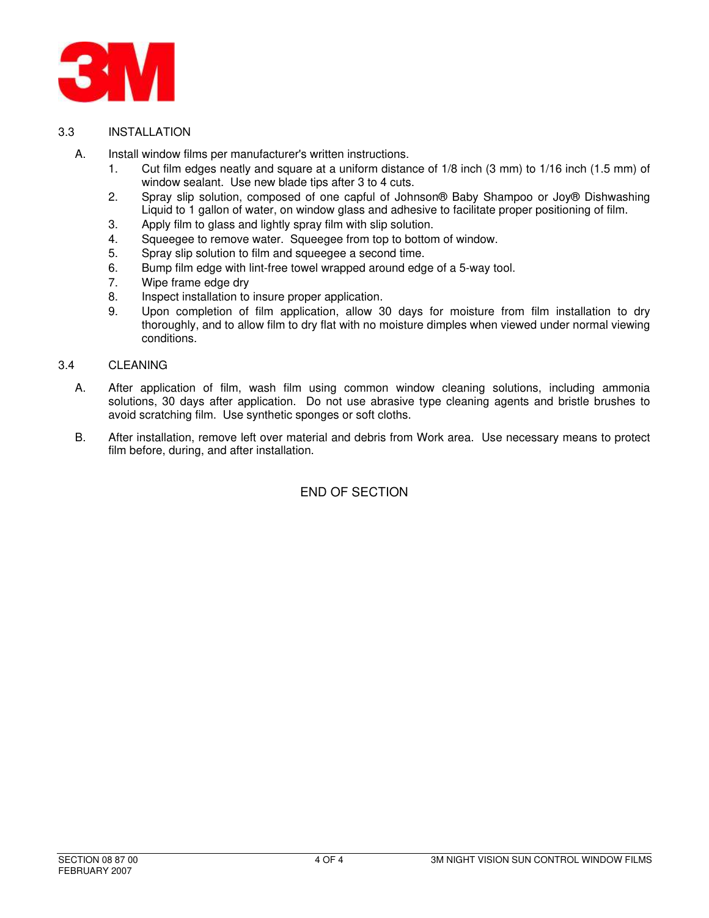## 3.3 INSTALLATION

A. Install window films per manufacturer's written instructions.

1. Cut film edges neatly and square at a uniform distance of 1/8 inch (3 mm) to 1/16 inch (1.5 mm) of window sealant. Use new blade tips after 3 to 4 cuts.
2. Spray slip solution, composed of one capful of Johnson® Baby Shampoo or Joy® Dishwashing Liquid to 1 gallon of water, on window glass and adhesive to facilitate proper positioning of film.
3. Apply film to glass and lightly spray film with slip solution.
4. Squeegee to remove water. Squeegee from top to bottom of window.
5. Spray slip solution to film and squeegee a second time.
6. Bump film edge with lint-free towel wrapped around edge of a 5-way tool.
7. Wipe frame edge dry
8. Inspect installation to insure proper application.
9. Upon completion of film application, allow 30 days for moisture from film installation to dry thoroughly, and to allow film to dry flat with no moisture dimples when viewed under normal viewing conditions.

## 3.4 CLEANING

A. After application of film, wash film using common window cleaning solutions, including ammonia solutions, 30 days after application. Do not use abrasive type cleaning agents and bristle brushes to avoid scratching film. Use synthetic sponges or soft cloths.

B. After installation, remove left over material and debris from Work area. Use necessary means to protect film before, during, and after installation.

END OF SECTION